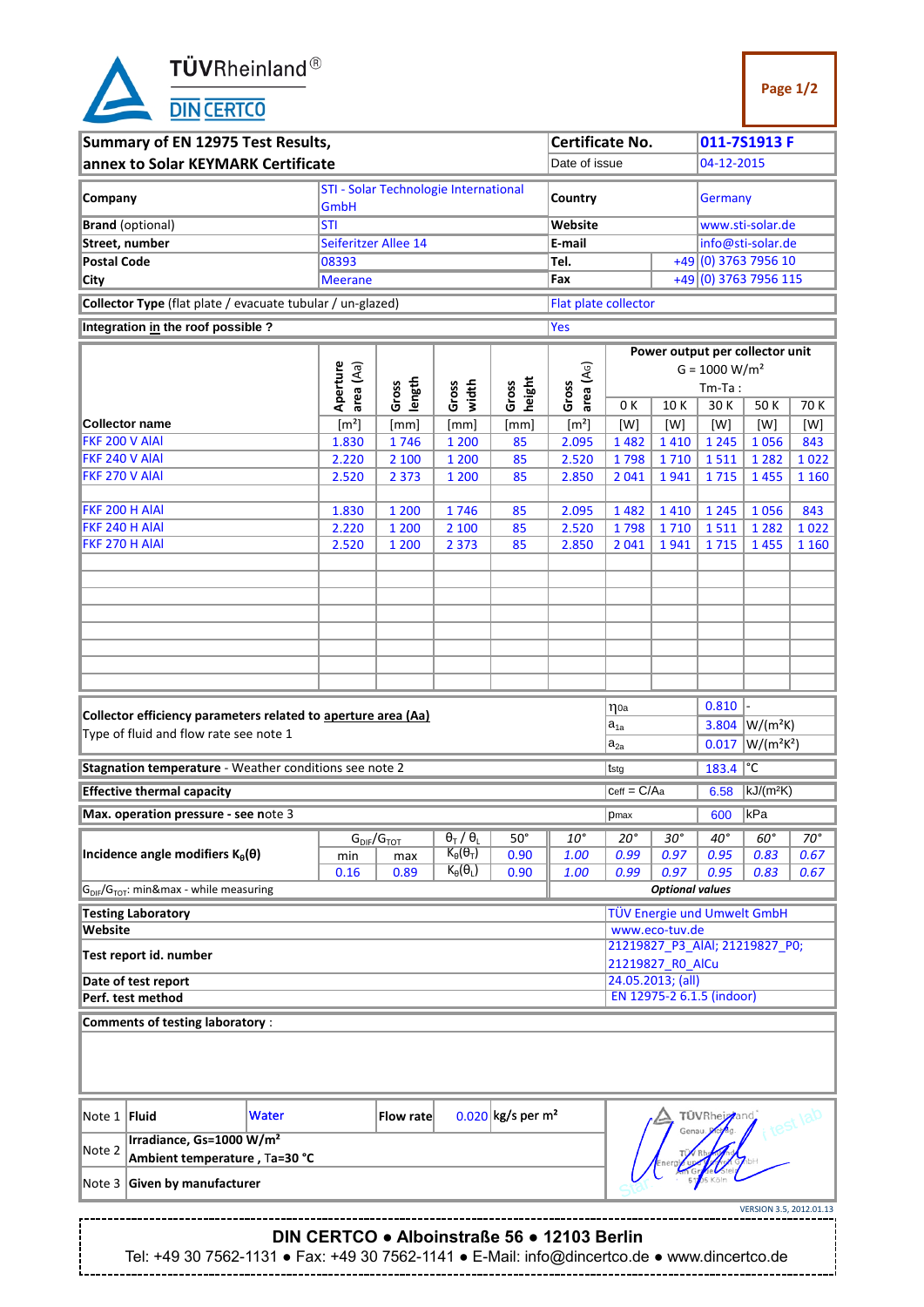TÜVRheinland®

DIN CERTCO

| Summary of EN 12975 Test Results, annex to Solar KEYMARK Certificate | Certificate No. | 011-7S1913 F |
|---|---|---|
| | Date of issue | 04-12-2015 |

| | | | |
|---|---|---|---|
| **Company** | STI - Solar Technologie International GmbH | **Country** | Germany |
| **Brand** (optional) | STI | **Website** | www.sti-solar.de |
| **Street, number** | Seiferitzer Allee 14 | **E-mail** | info@sti-solar.de |
| **Postal Code** | 08393 | **Tel.** | +49 (0) 3763 7956 10 |
| **City** | Meerane | **Fax** | +49 (0) 3763 7956 115 |

| | |
|---|---|
| **Collector Type** (flat plate / evacuate tubular / un-glazed) | Flat plate collector |
| **Integration in the roof possible ?** | Yes |

| Collector name | Aperture area (Aa) | Gross length | Gross width | Gross height | Gross area (AG) | Power output per collector unit G = 1000 W/m² Tm-Ta : 0 K | 10 K | 30 K | 50 K | 70 K |
|---|---|---|---|---|---|---|---|---|---|---|
| | [m²] | [mm] | [mm] | [mm] | [m²] | [W] | [W] | [W] | [W] | [W] |
| FKF 200 V AlAl | 1.830 | 1 746 | 1 200 | 85 | 2.095 | 1 482 | 1 410 | 1 245 | 1 056 | 843 |
| FKF 240 V AlAl | 2.220 | 2 100 | 1 200 | 85 | 2.520 | 1 798 | 1 710 | 1 511 | 1 282 | 1 022 |
| FKF 270 V AlAl | 2.520 | 2 373 | 1 200 | 85 | 2.850 | 2 041 | 1 941 | 1 715 | 1 455 | 1 160 |
| | | | | | | | | | | |
| FKF 200 H AlAl | 1.830 | 1 200 | 1 746 | 85 | 2.095 | 1 482 | 1 410 | 1 245 | 1 056 | 843 |
| FKF 240 H AlAl | 2.220 | 1 200 | 2 100 | 85 | 2.520 | 1 798 | 1 710 | 1 511 | 1 282 | 1 022 |
| FKF 270 H AlAl | 2.520 | 1 200 | 2 373 | 85 | 2.850 | 2 041 | 1 941 | 1 715 | 1 455 | 1 160 |

| | | | |
|---|---|---|---|
| **Collector efficiency parameters related to aperture area (Aa)** Type of fluid and flow rate see note 1 | $\eta_{0a}$ | 0.810 | - |
| | $a_{1a}$ | 3.804 | W/(m²K) |
| | $a_{2a}$ | 0.017 | W/(m²K²) |
| **Stagnation temperature** - Weather conditions see note 2 | $t_{stg}$ | 183.4 | °C |
| **Effective thermal capacity** | $C_{eff} = C/A_a$ | 6.58 | kJ/(m²K) |
| **Max. operation pressure - see** note 3 | $p_{max}$ | 600 | kPa |

| **Incidence angle modifiers $K_\theta(\theta)$** | $G_{DIF}/G_{TOT}$ min | max | $\theta_T$ / $\theta_L$ | 50° | *10°* | *20°* | *30°* | *40°* | *60°* | *70°* |
|---|---|---|---|---|---|---|---|---|---|---|
| | 0.16 | 0.89 | $K_\theta(\theta_T)$ | 0.90 | *1.00* | *0.99* | *0.97* | *0.95* | *0.83* | *0.67* |
| | | | $K_\theta(\theta_L)$ | 0.90 | *1.00* | *0.99* | *0.97* | *0.95* | *0.83* | *0.67* |

$G_{DIF}/G_{TOT}$: min&max - while measuring — ***Optional values***

| | |
|---|---|
| **Testing Laboratory** | TÜV Energie und Umwelt GmbH |
| **Website** | www.eco-tuv.de |
| **Test report id. number** | 21219827_P3_AlAl; 21219827_P0; 21219827_R0_AlCu |
| **Date of test report** | 24.05.2013; (all) |
| **Perf. test method** | EN 12975-2 6.1.5 (indoor) |

**Comments of testing laboratory** :

| | | | | |
|---|---|---|---|---|
| Note 1 | **Fluid** | Water | **Flow rate** | 0.020 kg/s per m² |
| Note 2 | **Irradiance, Gs=1000 W/m²** **Ambient temperature , Ta=30 °C** | | | |
| Note 3 | **Given by manufacturer** | | | |

VERSION 3.5, 2012.01.13

**DIN CERTCO ● Alboinstraße 56 ● 12103 Berlin**
Tel: +49 30 7562-1131 ● Fax: +49 30 7562-1141 ● E-Mail: info@dincertco.de ● www.dincertco.de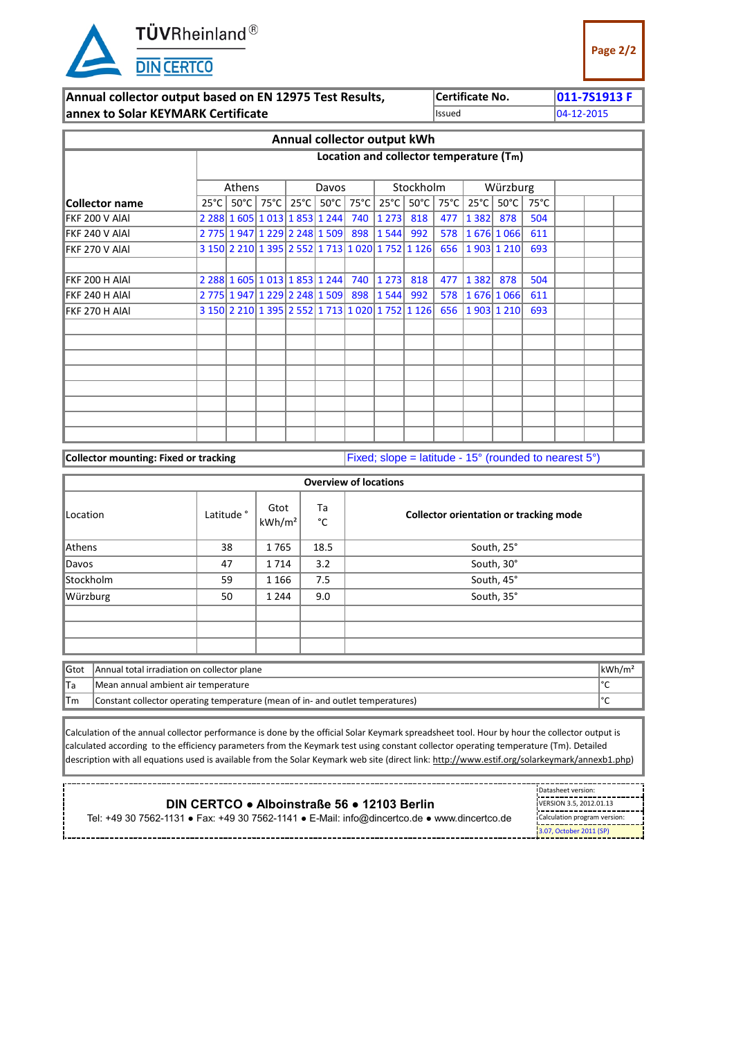TÜVRheinland®

DIN CERTCO

| Annual collector output based on EN 12975 Test Results, annex to Solar KEYMARK Certificate | Certificate No. | 011-7S1913 F |
|---|---|---|
| | Issued | 04-12-2015 |

## Annual collector output kWh

| | Location and collector temperature (Tm) | | | | | | | | | | | |
|---|---|---|---|---|---|---|---|---|---|---|---|---|
| | Athens | | | Davos | | | Stockholm | | | Würzburg | | |
| **Collector name** | 25°C | 50°C | 75°C | 25°C | 50°C | 75°C | 25°C | 50°C | 75°C | 25°C | 50°C | 75°C |
| FKF 200 V AlAl | 2 288 | 1 605 | 1 013 | 1 853 | 1 244 | 740 | 1 273 | 818 | 477 | 1 382 | 878 | 504 |
| FKF 240 V AlAl | 2 775 | 1 947 | 1 229 | 2 248 | 1 509 | 898 | 1 544 | 992 | 578 | 1 676 | 1 066 | 611 |
| FKF 270 V AlAl | 3 150 | 2 210 | 1 395 | 2 552 | 1 713 | 1 020 | 1 752 | 1 126 | 656 | 1 903 | 1 210 | 693 |
| FKF 200 H AlAl | 2 288 | 1 605 | 1 013 | 1 853 | 1 244 | 740 | 1 273 | 818 | 477 | 1 382 | 878 | 504 |
| FKF 240 H AlAl | 2 775 | 1 947 | 1 229 | 2 248 | 1 509 | 898 | 1 544 | 992 | 578 | 1 676 | 1 066 | 611 |
| FKF 270 H AlAl | 3 150 | 2 210 | 1 395 | 2 552 | 1 713 | 1 020 | 1 752 | 1 126 | 656 | 1 903 | 1 210 | 693 |

**Collector mounting: Fixed or tracking** — Fixed; slope = latitude - 15° (rounded to nearest 5°)

## Overview of locations

| Location | Latitude ° | Gtot kWh/m² | Ta °C | Collector orientation or tracking mode |
|---|---|---|---|---|
| Athens | 38 | 1 765 | 18.5 | South, 25° |
| Davos | 47 | 1 714 | 3.2 | South, 30° |
| Stockholm | 59 | 1 166 | 7.5 | South, 45° |
| Würzburg | 50 | 1 244 | 9.0 | South, 35° |

| | | |
|---|---|---|
| Gtot | Annual total irradiation on collector plane | kWh/m² |
| Ta | Mean annual ambient air temperature | °C |
| Tm | Constant collector operating temperature (mean of in- and outlet temperatures) | °C |

Calculation of the annual collector performance is done by the official Solar Keymark spreadsheet tool. Hour by hour the collector output is calculated according to the efficiency parameters from the Keymark test using constant collector operating temperature (Tm). Detailed description with all equations used is available from the Solar Keymark web site (direct link: http://www.estif.org/solarkeymark/annexb1.php)

**DIN CERTCO ● Alboinstraße 56 ● 12103 Berlin**
Tel: +49 30 7562-1131 ● Fax: +49 30 7562-1141 ● E-Mail: info@dincertco.de ● www.dincertco.de

Datasheet version: VERSION 3.5, 2012.01.13
Calculation program version: 3.07, October 2011 (SP)